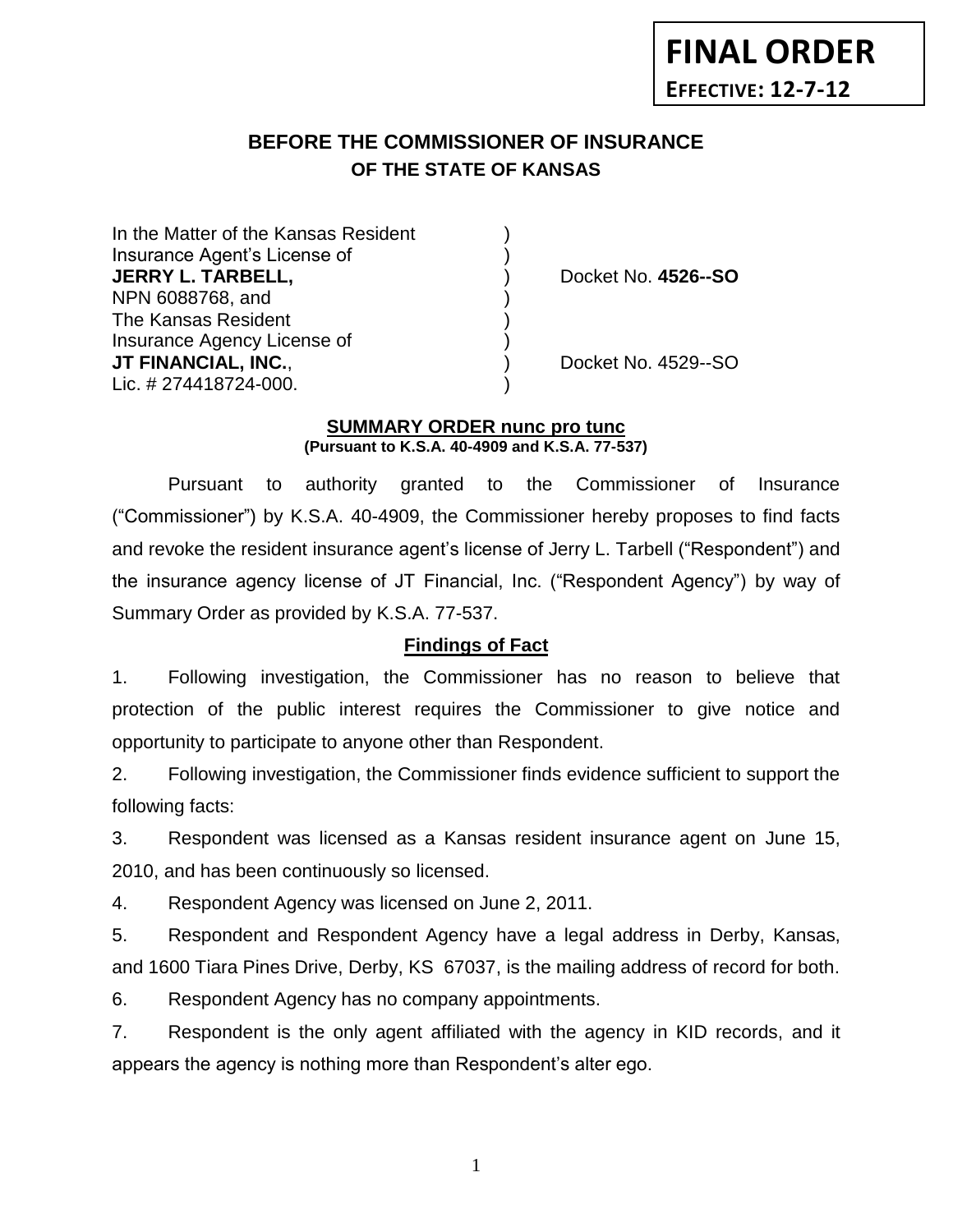**FINAL ORDER**
**EFFECTIVE: 12-7-12**

# BEFORE THE COMMISSIONER OF INSURANCE
## OF THE STATE OF KANSAS

| | | |
|---|---|---|
| In the Matter of the Kansas Resident | ) | |
| Insurance Agent's License of | ) | |
| **JERRY L. TARBELL,** | ) | Docket No. **4526--SO** |
| NPN 6088768, and | ) | |
| The Kansas Resident | ) | |
| Insurance Agency License of | ) | |
| **JT FINANCIAL, INC.**, | ) | Docket No. 4529--SO |
| Lic. # 274418724-000. | ) | |

**SUMMARY ORDER nunc pro tunc**
**(Pursuant to K.S.A. 40-4909 and K.S.A. 77-537)**

Pursuant to authority granted to the Commissioner of Insurance ("Commissioner") by K.S.A. 40-4909, the Commissioner hereby proposes to find facts and revoke the resident insurance agent's license of Jerry L. Tarbell ("Respondent") and the insurance agency license of JT Financial, Inc. ("Respondent Agency") by way of Summary Order as provided by K.S.A. 77-537.

**Findings of Fact**

1. Following investigation, the Commissioner has no reason to believe that protection of the public interest requires the Commissioner to give notice and opportunity to participate to anyone other than Respondent.

2. Following investigation, the Commissioner finds evidence sufficient to support the following facts:

3. Respondent was licensed as a Kansas resident insurance agent on June 15, 2010, and has been continuously so licensed.

4. Respondent Agency was licensed on June 2, 2011.

5. Respondent and Respondent Agency have a legal address in Derby, Kansas, and 1600 Tiara Pines Drive, Derby, KS 67037, is the mailing address of record for both.

6. Respondent Agency has no company appointments.

7. Respondent is the only agent affiliated with the agency in KID records, and it appears the agency is nothing more than Respondent's alter ego.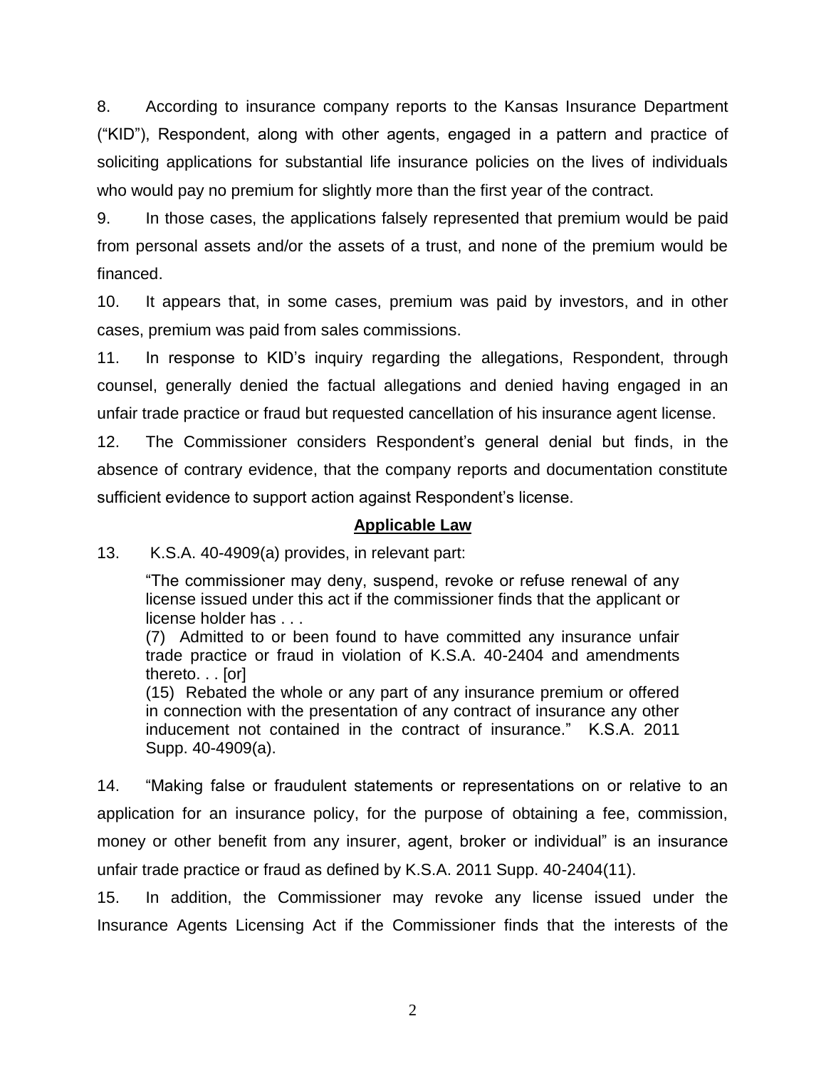8. According to insurance company reports to the Kansas Insurance Department ("KID"), Respondent, along with other agents, engaged in a pattern and practice of soliciting applications for substantial life insurance policies on the lives of individuals who would pay no premium for slightly more than the first year of the contract.

9. In those cases, the applications falsely represented that premium would be paid from personal assets and/or the assets of a trust, and none of the premium would be financed.

10. It appears that, in some cases, premium was paid by investors, and in other cases, premium was paid from sales commissions.

11. In response to KID's inquiry regarding the allegations, Respondent, through counsel, generally denied the factual allegations and denied having engaged in an unfair trade practice or fraud but requested cancellation of his insurance agent license.

12. The Commissioner considers Respondent's general denial but finds, in the absence of contrary evidence, that the company reports and documentation constitute sufficient evidence to support action against Respondent's license.

## Applicable Law

13. K.S.A. 40-4909(a) provides, in relevant part:

> "The commissioner may deny, suspend, revoke or refuse renewal of any license issued under this act if the commissioner finds that the applicant or license holder has . . .
> (7) Admitted to or been found to have committed any insurance unfair trade practice or fraud in violation of K.S.A. 40-2404 and amendments thereto. . . [or]
> (15) Rebated the whole or any part of any insurance premium or offered in connection with the presentation of any contract of insurance any other inducement not contained in the contract of insurance." K.S.A. 2011 Supp. 40-4909(a).

14. "Making false or fraudulent statements or representations on or relative to an application for an insurance policy, for the purpose of obtaining a fee, commission, money or other benefit from any insurer, agent, broker or individual" is an insurance unfair trade practice or fraud as defined by K.S.A. 2011 Supp. 40-2404(11).

15. In addition, the Commissioner may revoke any license issued under the Insurance Agents Licensing Act if the Commissioner finds that the interests of the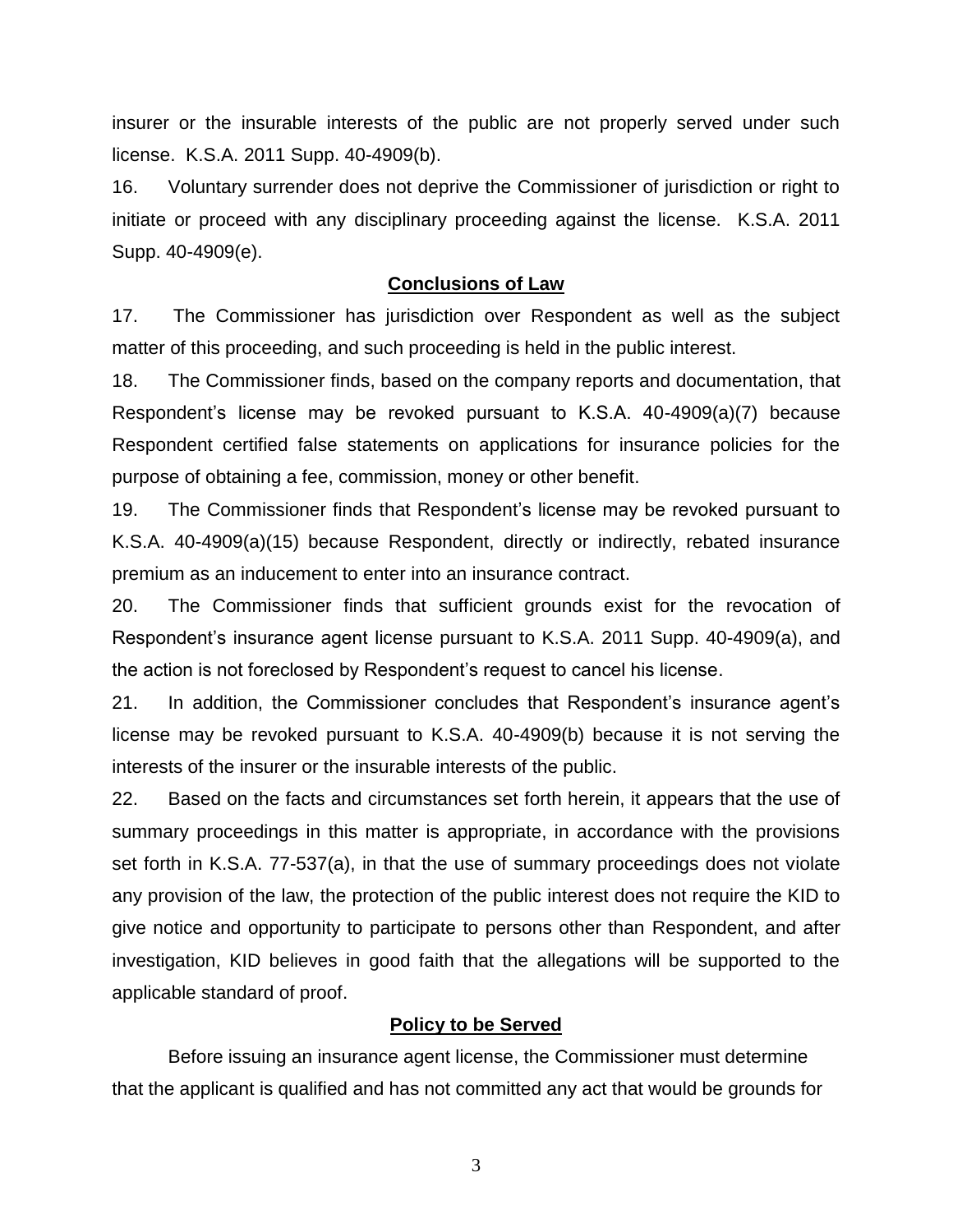insurer or the insurable interests of the public are not properly served under such license. K.S.A. 2011 Supp. 40-4909(b).

16. Voluntary surrender does not deprive the Commissioner of jurisdiction or right to initiate or proceed with any disciplinary proceeding against the license. K.S.A. 2011 Supp. 40-4909(e).

## Conclusions of Law

17. The Commissioner has jurisdiction over Respondent as well as the subject matter of this proceeding, and such proceeding is held in the public interest.

18. The Commissioner finds, based on the company reports and documentation, that Respondent's license may be revoked pursuant to K.S.A. 40-4909(a)(7) because Respondent certified false statements on applications for insurance policies for the purpose of obtaining a fee, commission, money or other benefit.

19. The Commissioner finds that Respondent's license may be revoked pursuant to K.S.A. 40-4909(a)(15) because Respondent, directly or indirectly, rebated insurance premium as an inducement to enter into an insurance contract.

20. The Commissioner finds that sufficient grounds exist for the revocation of Respondent's insurance agent license pursuant to K.S.A. 2011 Supp. 40-4909(a), and the action is not foreclosed by Respondent's request to cancel his license.

21. In addition, the Commissioner concludes that Respondent's insurance agent's license may be revoked pursuant to K.S.A. 40-4909(b) because it is not serving the interests of the insurer or the insurable interests of the public.

22. Based on the facts and circumstances set forth herein, it appears that the use of summary proceedings in this matter is appropriate, in accordance with the provisions set forth in K.S.A. 77-537(a), in that the use of summary proceedings does not violate any provision of the law, the protection of the public interest does not require the KID to give notice and opportunity to participate to persons other than Respondent, and after investigation, KID believes in good faith that the allegations will be supported to the applicable standard of proof.

## Policy to be Served

Before issuing an insurance agent license, the Commissioner must determine that the applicant is qualified and has not committed any act that would be grounds for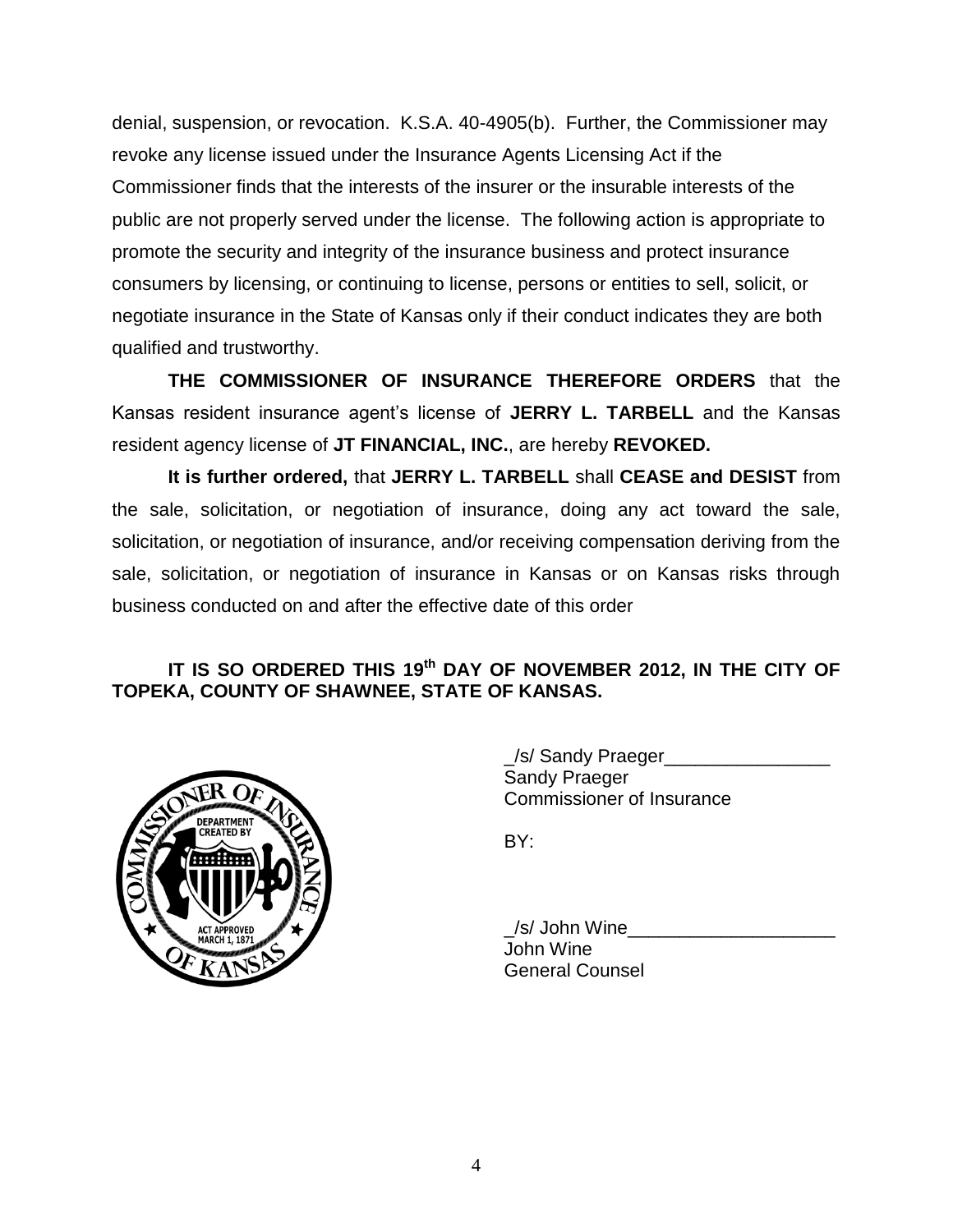denial, suspension, or revocation. K.S.A. 40-4905(b). Further, the Commissioner may revoke any license issued under the Insurance Agents Licensing Act if the Commissioner finds that the interests of the insurer or the insurable interests of the public are not properly served under the license. The following action is appropriate to promote the security and integrity of the insurance business and protect insurance consumers by licensing, or continuing to license, persons or entities to sell, solicit, or negotiate insurance in the State of Kansas only if their conduct indicates they are both qualified and trustworthy.

**THE COMMISSIONER OF INSURANCE THEREFORE ORDERS** that the Kansas resident insurance agent's license of **JERRY L. TARBELL** and the Kansas resident agency license of **JT FINANCIAL, INC.**, are hereby **REVOKED.**

**It is further ordered,** that **JERRY L. TARBELL** shall **CEASE and DESIST** from the sale, solicitation, or negotiation of insurance, doing any act toward the sale, solicitation, or negotiation of insurance, and/or receiving compensation deriving from the sale, solicitation, or negotiation of insurance in Kansas or on Kansas risks through business conducted on and after the effective date of this order

**IT IS SO ORDERED THIS 19th DAY OF NOVEMBER 2012, IN THE CITY OF TOPEKA, COUNTY OF SHAWNEE, STATE OF KANSAS.**

_/s/ Sandy Praeger________________
Sandy Praeger
Commissioner of Insurance

BY:

_/s/ John Wine____________________
John Wine
General Counsel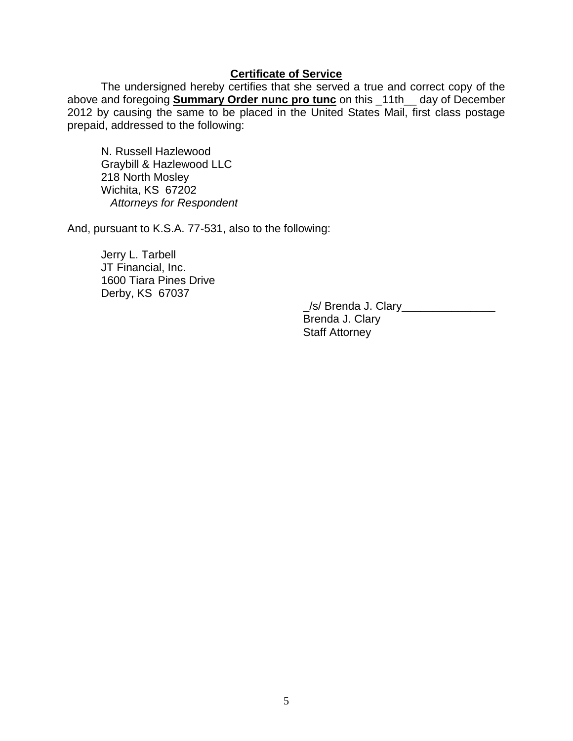## Certificate of Service

The undersigned hereby certifies that she served a true and correct copy of the above and foregoing **Summary Order nunc pro tunc** on this _11th__ day of December 2012 by causing the same to be placed in the United States Mail, first class postage prepaid, addressed to the following:

N. Russell Hazlewood
Graybill & Hazlewood LLC
218 North Mosley
Wichita, KS 67202
*Attorneys for Respondent*

And, pursuant to K.S.A. 77-531, also to the following:

Jerry L. Tarbell
JT Financial, Inc.
1600 Tiara Pines Drive
Derby, KS 67037

_/s/ Brenda J. Clary_______________
Brenda J. Clary
Staff Attorney